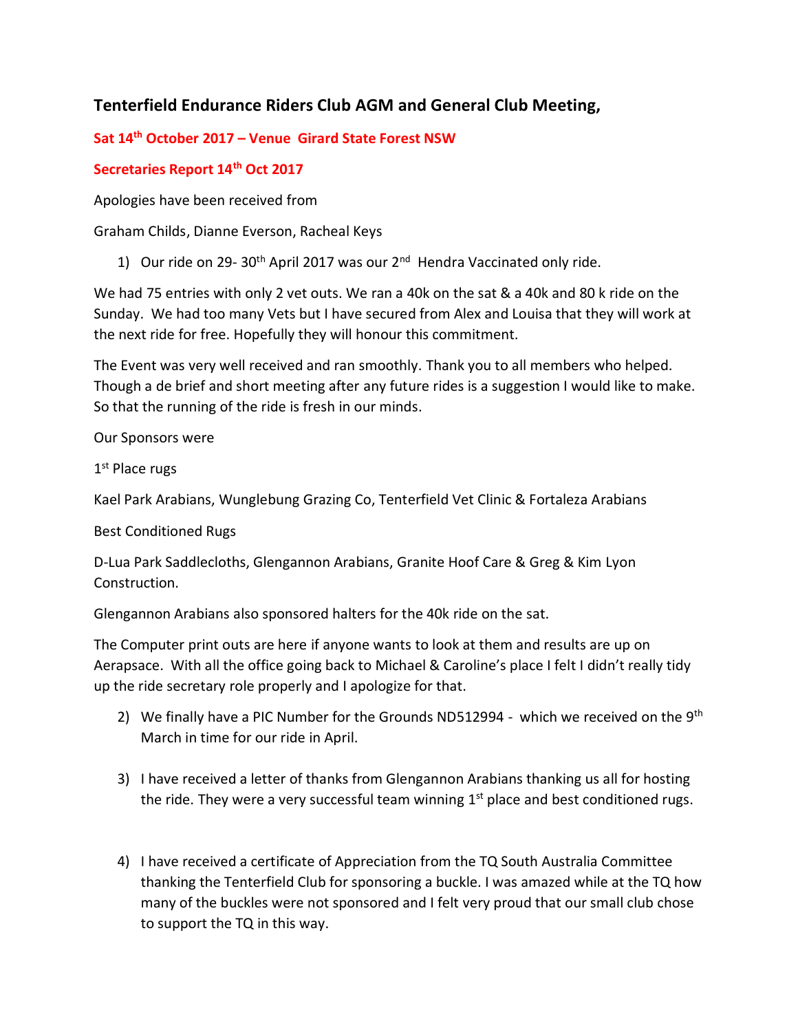## Tenterfield Endurance Riders Club AGM and General Club Meeting,

**Sat 14th October 2017 – Venue Girard State Forest NSW**

**Secretaries Report 14th Oct 2017**

Apologies have been received from

Graham Childs, Dianne Everson, Racheal Keys

1) Our ride on 29- 30th April 2017 was our 2nd Hendra Vaccinated only ride.

We had 75 entries with only 2 vet outs. We ran a 40k on the sat & a 40k and 80 k ride on the Sunday. We had too many Vets but I have secured from Alex and Louisa that they will work at the next ride for free. Hopefully they will honour this commitment.

The Event was very well received and ran smoothly. Thank you to all members who helped. Though a de brief and short meeting after any future rides is a suggestion I would like to make. So that the running of the ride is fresh in our minds.

Our Sponsors were

1st Place rugs

Kael Park Arabians, Wunglebung Grazing Co, Tenterfield Vet Clinic & Fortaleza Arabians

Best Conditioned Rugs

D-Lua Park Saddlecloths, Glengannon Arabians, Granite Hoof Care & Greg & Kim Lyon Construction.

Glengannon Arabians also sponsored halters for the 40k ride on the sat.

The Computer print outs are here if anyone wants to look at them and results are up on Aerapsace. With all the office going back to Michael & Caroline's place I felt I didn't really tidy up the ride secretary role properly and I apologize for that.

2) We finally have a PIC Number for the Grounds ND512994 - which we received on the 9th March in time for our ride in April.

3) I have received a letter of thanks from Glengannon Arabians thanking us all for hosting the ride. They were a very successful team winning 1st place and best conditioned rugs.

4) I have received a certificate of Appreciation from the TQ South Australia Committee thanking the Tenterfield Club for sponsoring a buckle. I was amazed while at the TQ how many of the buckles were not sponsored and I felt very proud that our small club chose to support the TQ in this way.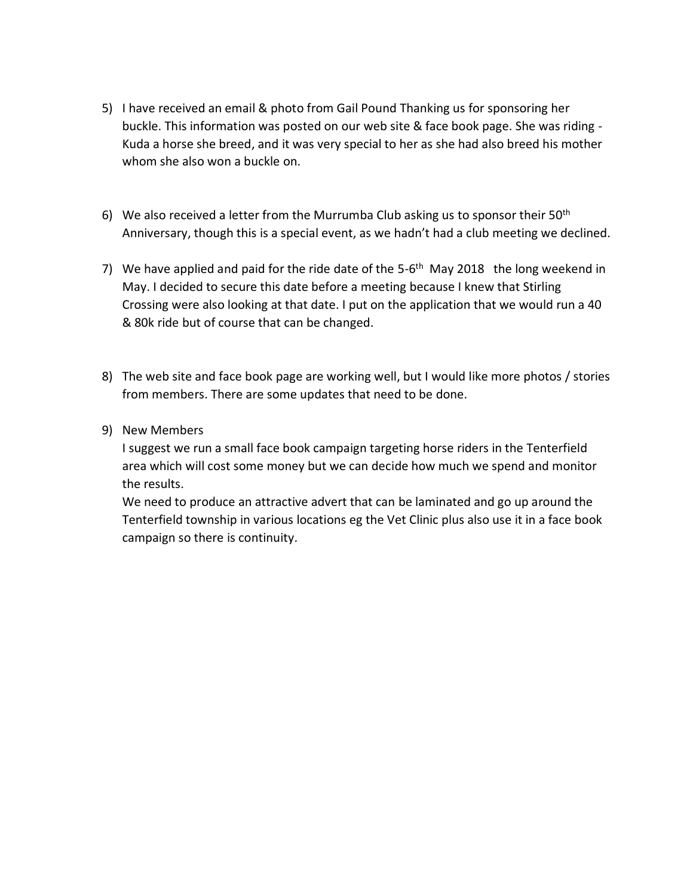5) I have received an email & photo from Gail Pound Thanking us for sponsoring her buckle. This information was posted on our web site & face book page. She was riding - Kuda a horse she breed, and it was very special to her as she had also breed his mother whom she also won a buckle on.

6) We also received a letter from the Murrumba Club asking us to sponsor their 50th Anniversary, though this is a special event, as we hadn't had a club meeting we declined.

7) We have applied and paid for the ride date of the 5-6th May 2018 the long weekend in May. I decided to secure this date before a meeting because I knew that Stirling Crossing were also looking at that date. I put on the application that we would run a 40 & 80k ride but of course that can be changed.

8) The web site and face book page are working well, but I would like more photos / stories from members. There are some updates that need to be done.

9) New Members
   I suggest we run a small face book campaign targeting horse riders in the Tenterfield area which will cost some money but we can decide how much we spend and monitor the results.
   We need to produce an attractive advert that can be laminated and go up around the Tenterfield township in various locations eg the Vet Clinic plus also use it in a face book campaign so there is continuity.